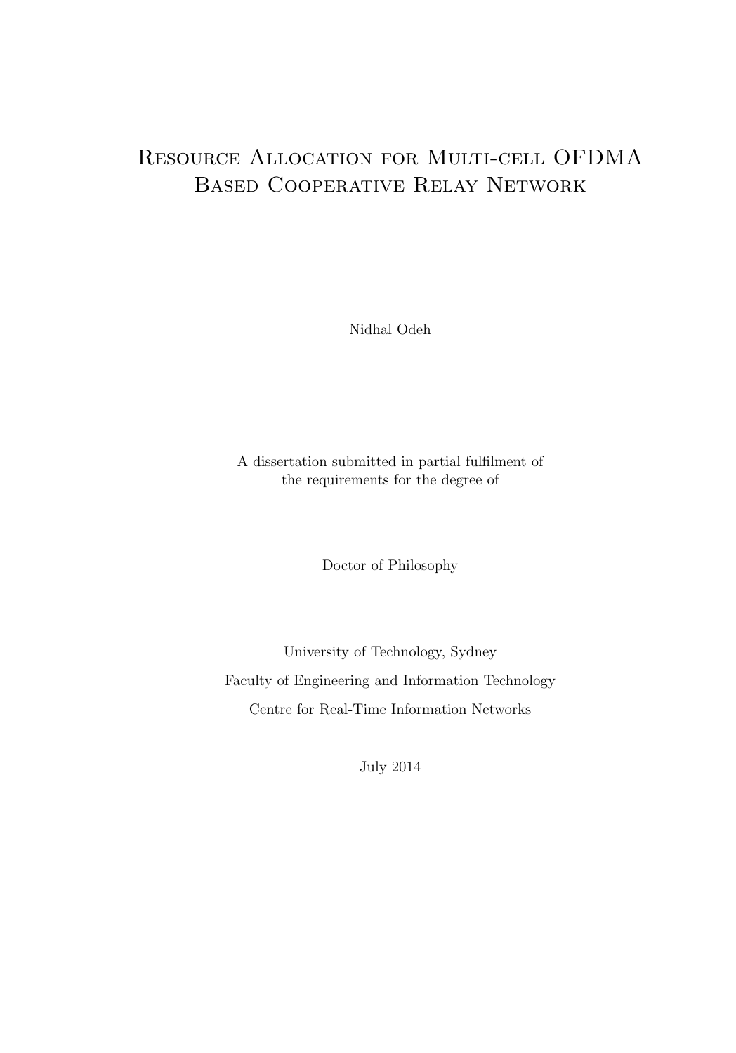# Resource Allocation for Multi-cell OFDMA Based Cooperative Relay Network

Nidhal Odeh

A dissertation submitted in partial fulfilment of
the requirements for the degree of

Doctor of Philosophy

University of Technology, Sydney

Faculty of Engineering and Information Technology

Centre for Real-Time Information Networks

July 2014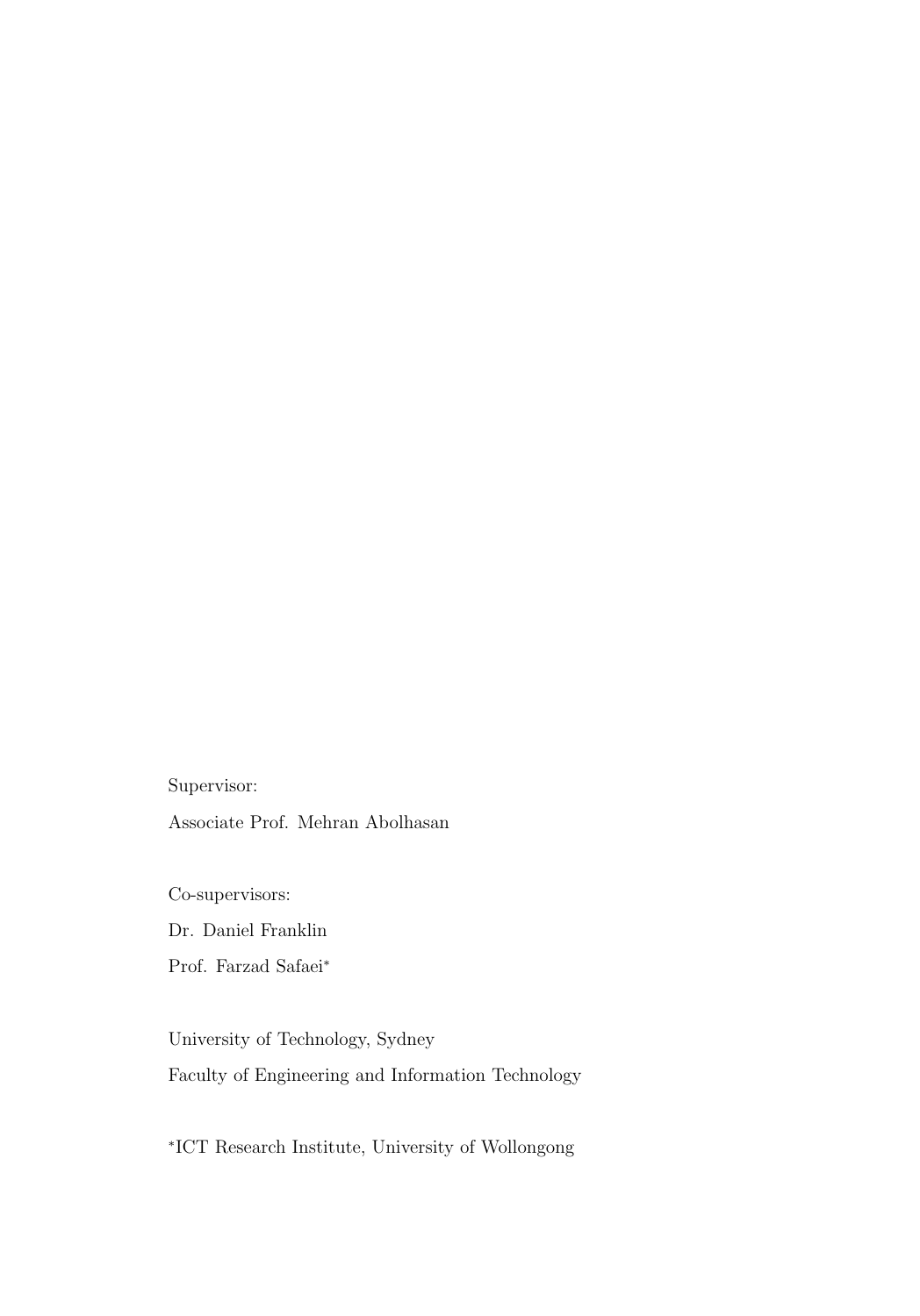Supervisor:

Associate Prof. Mehran Abolhasan

Co-supervisors:

Dr. Daniel Franklin

Prof. Farzad Safaei*

University of Technology, Sydney

Faculty of Engineering and Information Technology

*ICT Research Institute, University of Wollongong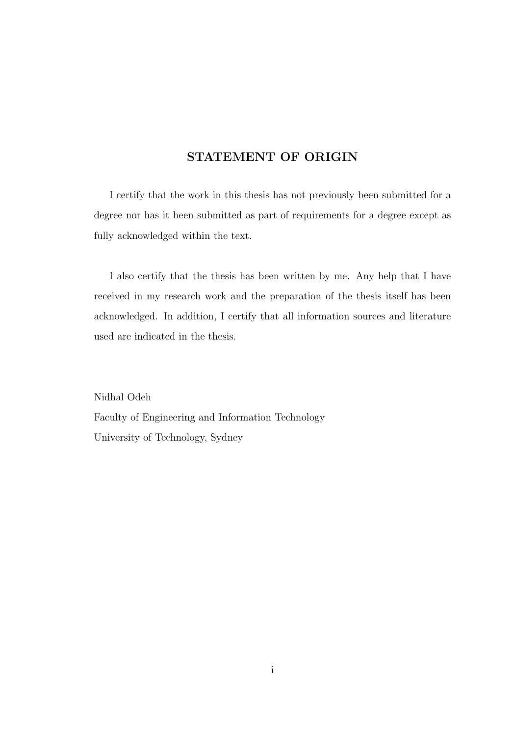## STATEMENT OF ORIGIN

I certify that the work in this thesis has not previously been submitted for a degree nor has it been submitted as part of requirements for a degree except as fully acknowledged within the text.

I also certify that the thesis has been written by me. Any help that I have received in my research work and the preparation of the thesis itself has been acknowledged. In addition, I certify that all information sources and literature used are indicated in the thesis.

Nidhal Odeh
Faculty of Engineering and Information Technology
University of Technology, Sydney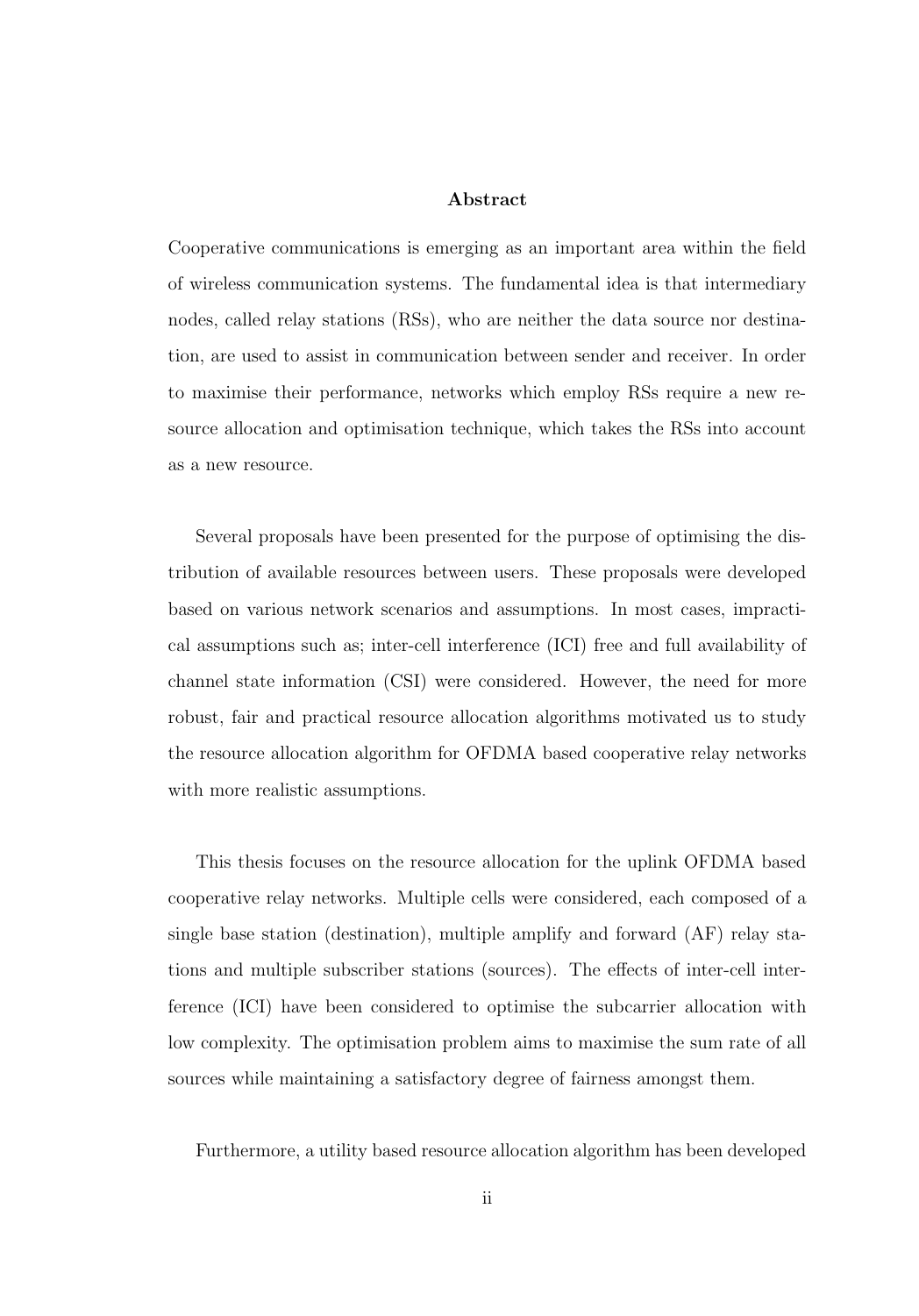## Abstract

Cooperative communications is emerging as an important area within the field of wireless communication systems. The fundamental idea is that intermediary nodes, called relay stations (RSs), who are neither the data source nor destination, are used to assist in communication between sender and receiver. In order to maximise their performance, networks which employ RSs require a new resource allocation and optimisation technique, which takes the RSs into account as a new resource.

Several proposals have been presented for the purpose of optimising the distribution of available resources between users. These proposals were developed based on various network scenarios and assumptions. In most cases, impractical assumptions such as; inter-cell interference (ICI) free and full availability of channel state information (CSI) were considered. However, the need for more robust, fair and practical resource allocation algorithms motivated us to study the resource allocation algorithm for OFDMA based cooperative relay networks with more realistic assumptions.

This thesis focuses on the resource allocation for the uplink OFDMA based cooperative relay networks. Multiple cells were considered, each composed of a single base station (destination), multiple amplify and forward (AF) relay stations and multiple subscriber stations (sources). The effects of inter-cell interference (ICI) have been considered to optimise the subcarrier allocation with low complexity. The optimisation problem aims to maximise the sum rate of all sources while maintaining a satisfactory degree of fairness amongst them.

Furthermore, a utility based resource allocation algorithm has been developed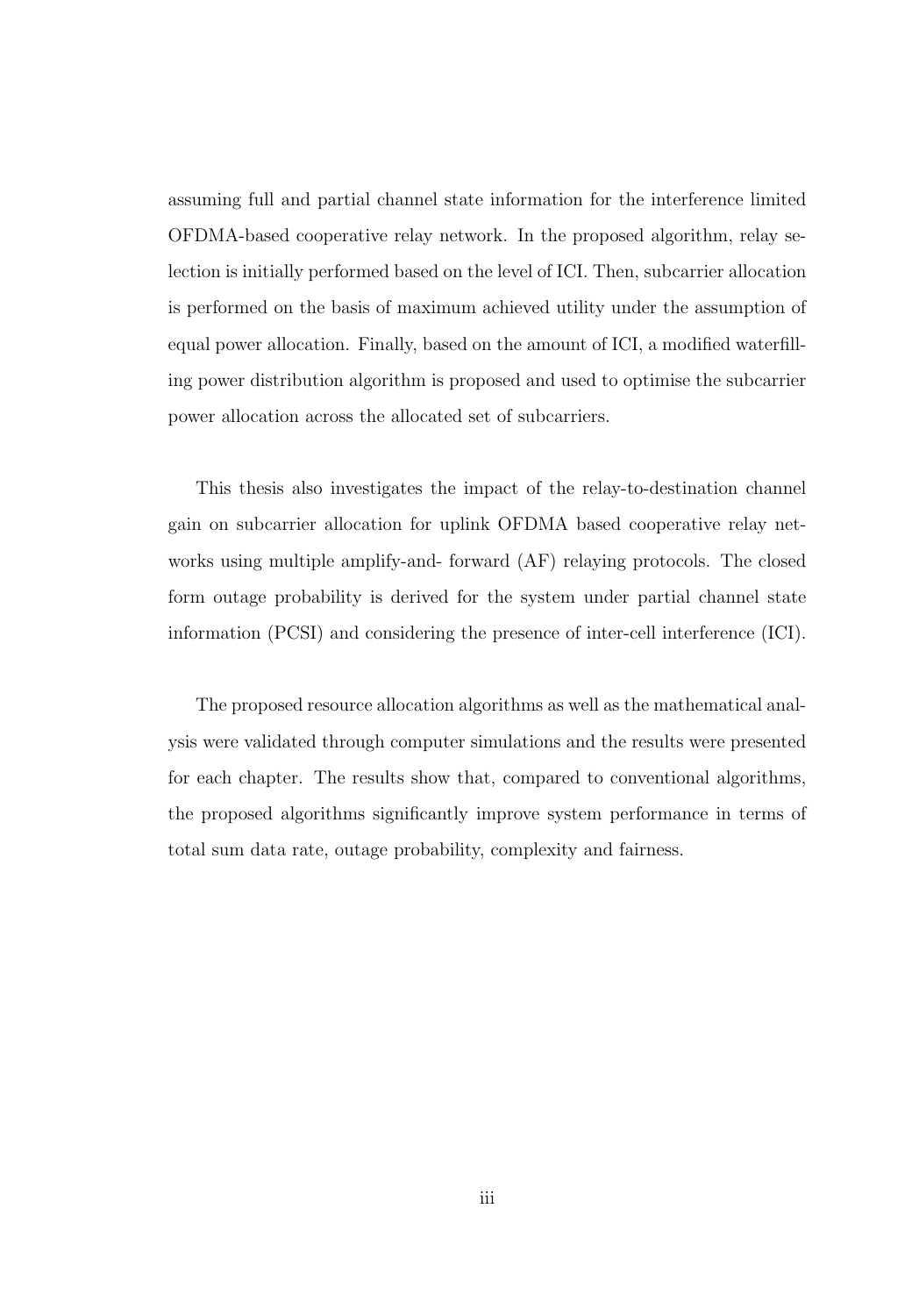assuming full and partial channel state information for the interference limited OFDMA-based cooperative relay network. In the proposed algorithm, relay selection is initially performed based on the level of ICI. Then, subcarrier allocation is performed on the basis of maximum achieved utility under the assumption of equal power allocation. Finally, based on the amount of ICI, a modified waterfilling power distribution algorithm is proposed and used to optimise the subcarrier power allocation across the allocated set of subcarriers.

This thesis also investigates the impact of the relay-to-destination channel gain on subcarrier allocation for uplink OFDMA based cooperative relay networks using multiple amplify-and- forward (AF) relaying protocols. The closed form outage probability is derived for the system under partial channel state information (PCSI) and considering the presence of inter-cell interference (ICI).

The proposed resource allocation algorithms as well as the mathematical analysis were validated through computer simulations and the results were presented for each chapter. The results show that, compared to conventional algorithms, the proposed algorithms significantly improve system performance in terms of total sum data rate, outage probability, complexity and fairness.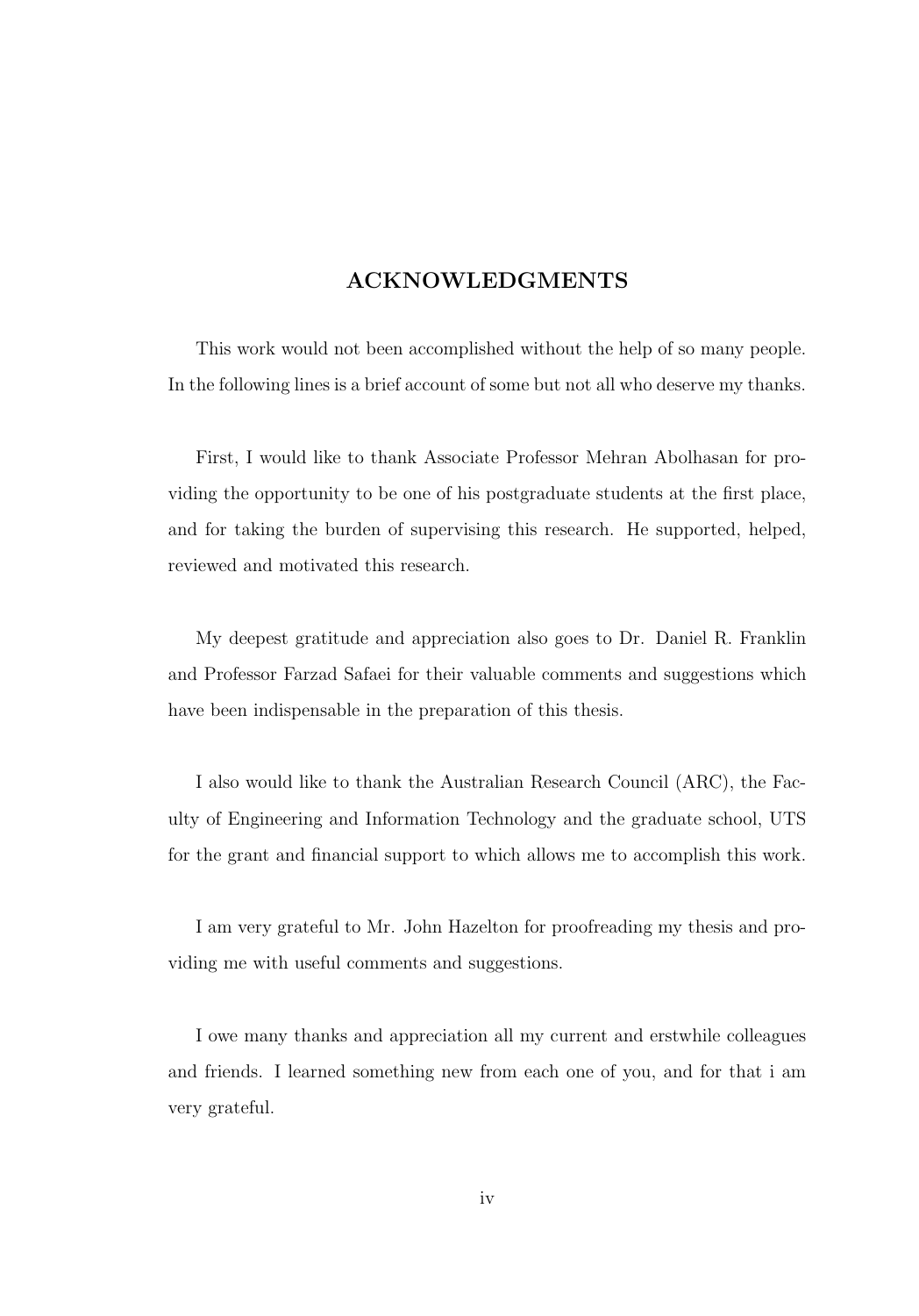## ACKNOWLEDGMENTS

This work would not been accomplished without the help of so many people. In the following lines is a brief account of some but not all who deserve my thanks.

First, I would like to thank Associate Professor Mehran Abolhasan for providing the opportunity to be one of his postgraduate students at the first place, and for taking the burden of supervising this research. He supported, helped, reviewed and motivated this research.

My deepest gratitude and appreciation also goes to Dr. Daniel R. Franklin and Professor Farzad Safaei for their valuable comments and suggestions which have been indispensable in the preparation of this thesis.

I also would like to thank the Australian Research Council (ARC), the Faculty of Engineering and Information Technology and the graduate school, UTS for the grant and financial support to which allows me to accomplish this work.

I am very grateful to Mr. John Hazelton for proofreading my thesis and providing me with useful comments and suggestions.

I owe many thanks and appreciation all my current and erstwhile colleagues and friends. I learned something new from each one of you, and for that i am very grateful.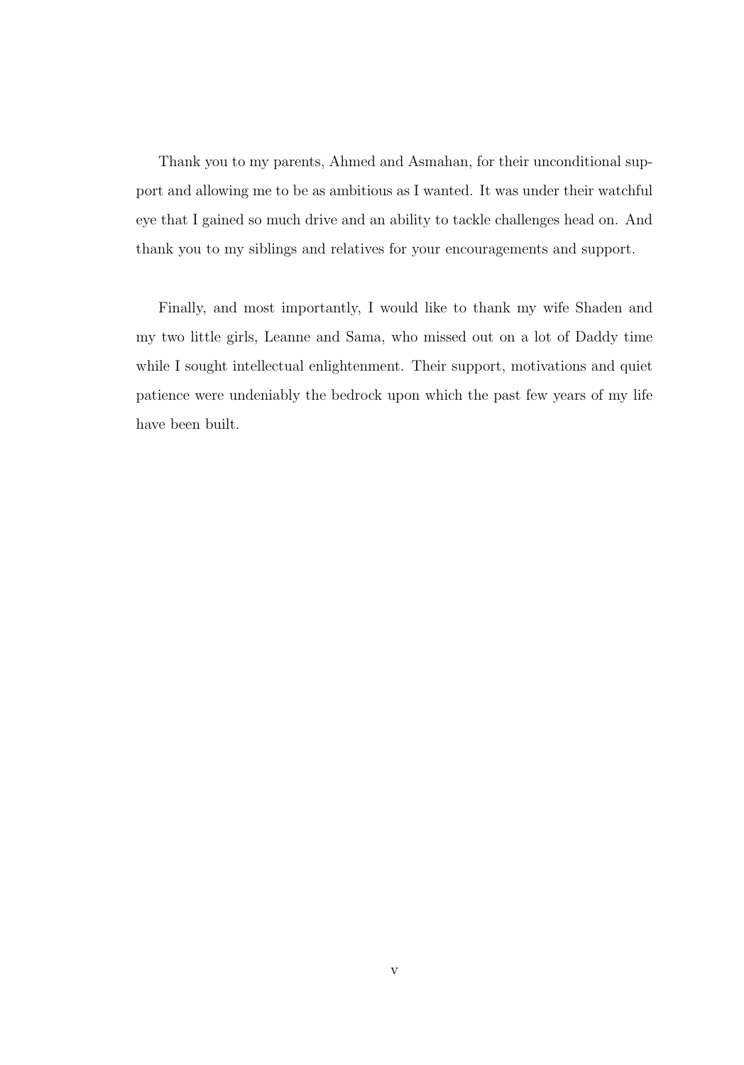Thank you to my parents, Ahmed and Asmahan, for their unconditional support and allowing me to be as ambitious as I wanted. It was under their watchful eye that I gained so much drive and an ability to tackle challenges head on. And thank you to my siblings and relatives for your encouragements and support.

Finally, and most importantly, I would like to thank my wife Shaden and my two little girls, Leanne and Sama, who missed out on a lot of Daddy time while I sought intellectual enlightenment. Their support, motivations and quiet patience were undeniably the bedrock upon which the past few years of my life have been built.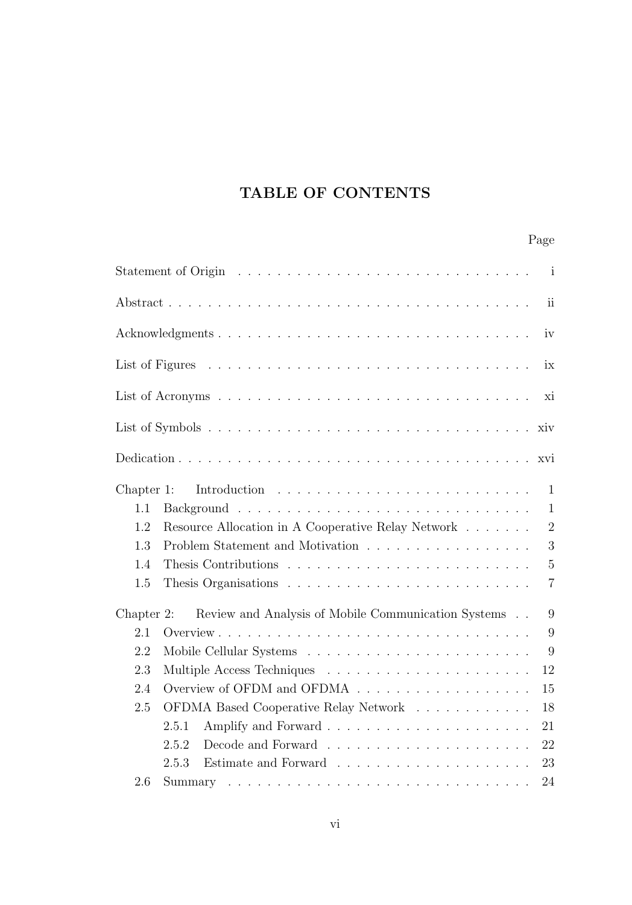# TABLE OF CONTENTS

| | Page |
|---|---|
| Statement of Origin | i |
| Abstract | ii |
| Acknowledgments | iv |
| List of Figures | ix |
| List of Acronyms | xi |
| List of Symbols | xiv |
| Dedication | xvi |
| Chapter 1: Introduction | 1 |
| 1.1 Background | 1 |
| 1.2 Resource Allocation in A Cooperative Relay Network | 2 |
| 1.3 Problem Statement and Motivation | 3 |
| 1.4 Thesis Contributions | 5 |
| 1.5 Thesis Organisations | 7 |
| Chapter 2: Review and Analysis of Mobile Communication Systems | 9 |
| 2.1 Overview | 9 |
| 2.2 Mobile Cellular Systems | 9 |
| 2.3 Multiple Access Techniques | 12 |
| 2.4 Overview of OFDM and OFDMA | 15 |
| 2.5 OFDMA Based Cooperative Relay Network | 18 |
| 2.5.1 Amplify and Forward | 21 |
| 2.5.2 Decode and Forward | 22 |
| 2.5.3 Estimate and Forward | 23 |
| 2.6 Summary | 24 |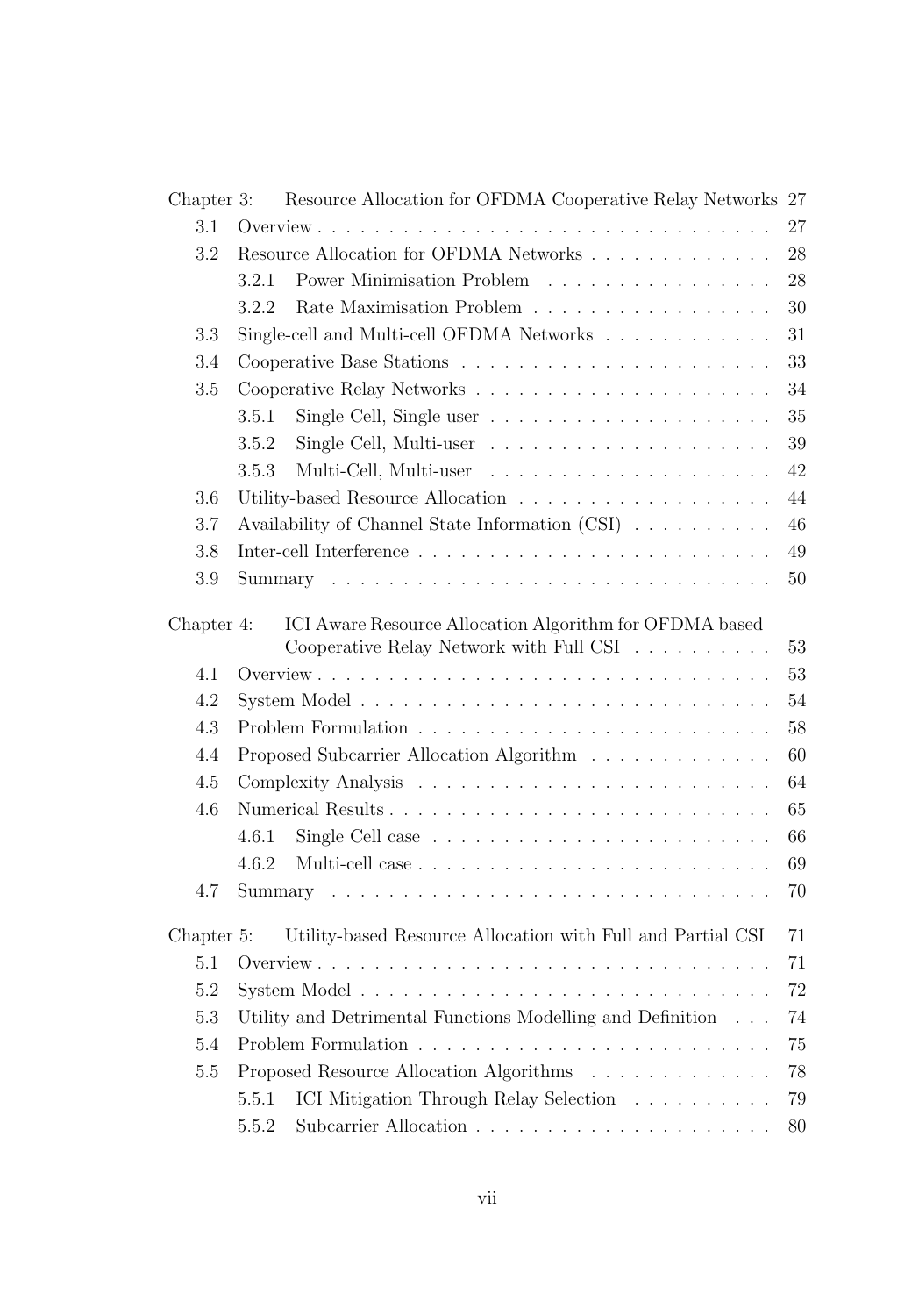| | | |
|---|---|---|
| Chapter 3: | Resource Allocation for OFDMA Cooperative Relay Networks | 27 |
| 3.1 | Overview | 27 |
| 3.2 | Resource Allocation for OFDMA Networks | 28 |
| | 3.2.1 Power Minimisation Problem | 28 |
| | 3.2.2 Rate Maximisation Problem | 30 |
| 3.3 | Single-cell and Multi-cell OFDMA Networks | 31 |
| 3.4 | Cooperative Base Stations | 33 |
| 3.5 | Cooperative Relay Networks | 34 |
| | 3.5.1 Single Cell, Single user | 35 |
| | 3.5.2 Single Cell, Multi-user | 39 |
| | 3.5.3 Multi-Cell, Multi-user | 42 |
| 3.6 | Utility-based Resource Allocation | 44 |
| 3.7 | Availability of Channel State Information (CSI) | 46 |
| 3.8 | Inter-cell Interference | 49 |
| 3.9 | Summary | 50 |
| Chapter 4: | ICI Aware Resource Allocation Algorithm for OFDMA based Cooperative Relay Network with Full CSI | 53 |
| 4.1 | Overview | 53 |
| 4.2 | System Model | 54 |
| 4.3 | Problem Formulation | 58 |
| 4.4 | Proposed Subcarrier Allocation Algorithm | 60 |
| 4.5 | Complexity Analysis | 64 |
| 4.6 | Numerical Results | 65 |
| | 4.6.1 Single Cell case | 66 |
| | 4.6.2 Multi-cell case | 69 |
| 4.7 | Summary | 70 |
| Chapter 5: | Utility-based Resource Allocation with Full and Partial CSI | 71 |
| 5.1 | Overview | 71 |
| 5.2 | System Model | 72 |
| 5.3 | Utility and Detrimental Functions Modelling and Definition | 74 |
| 5.4 | Problem Formulation | 75 |
| 5.5 | Proposed Resource Allocation Algorithms | 78 |
| | 5.5.1 ICI Mitigation Through Relay Selection | 79 |
| | 5.5.2 Subcarrier Allocation | 80 |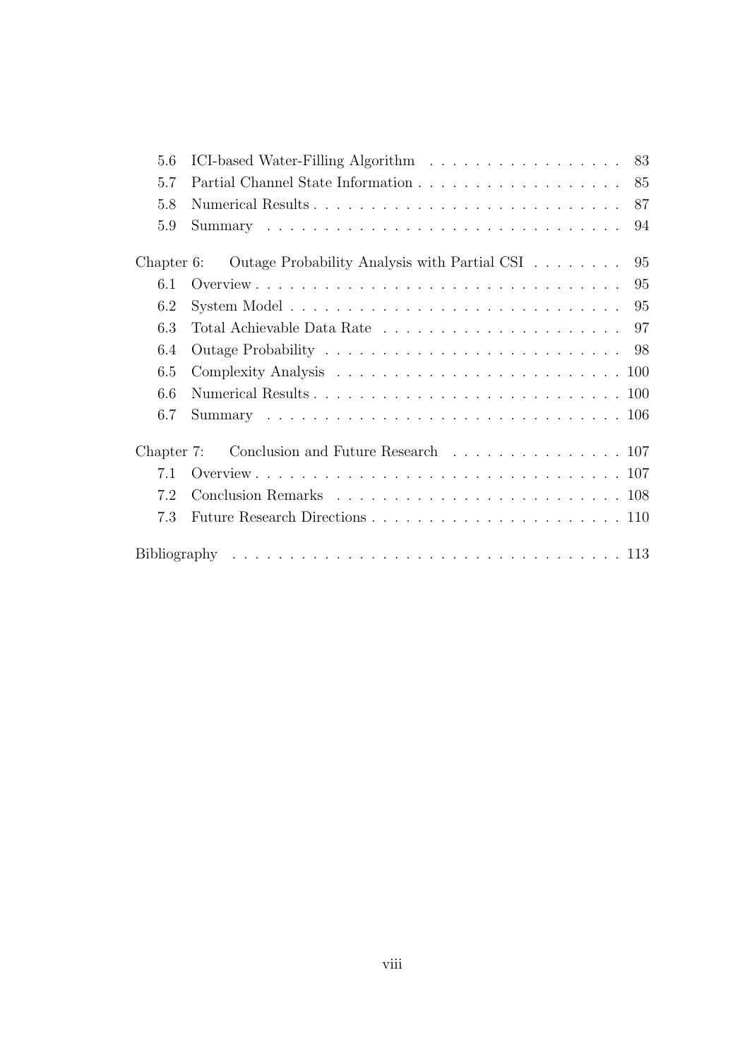5.6 ICI-based Water-Filling Algorithm . . . . . . . . . . . . . . . . . . 83

5.7 Partial Channel State Information . . . . . . . . . . . . . . . . . . 85

5.8 Numerical Results . . . . . . . . . . . . . . . . . . . . . . . . . . . 87

5.9 Summary . . . . . . . . . . . . . . . . . . . . . . . . . . . . . . . 94

Chapter 6: Outage Probability Analysis with Partial CSI . . . . . . . . 95

6.1 Overview . . . . . . . . . . . . . . . . . . . . . . . . . . . . . . . . 95

6.2 System Model . . . . . . . . . . . . . . . . . . . . . . . . . . . . . 95

6.3 Total Achievable Data Rate . . . . . . . . . . . . . . . . . . . . . 97

6.4 Outage Probability . . . . . . . . . . . . . . . . . . . . . . . . . . 98

6.5 Complexity Analysis . . . . . . . . . . . . . . . . . . . . . . . . . 100

6.6 Numerical Results . . . . . . . . . . . . . . . . . . . . . . . . . . . 100

6.7 Summary . . . . . . . . . . . . . . . . . . . . . . . . . . . . . . . 106

Chapter 7: Conclusion and Future Research . . . . . . . . . . . . . . . 107

7.1 Overview . . . . . . . . . . . . . . . . . . . . . . . . . . . . . . . . 107

7.2 Conclusion Remarks . . . . . . . . . . . . . . . . . . . . . . . . . 108

7.3 Future Research Directions . . . . . . . . . . . . . . . . . . . . . . 110

Bibliography . . . . . . . . . . . . . . . . . . . . . . . . . . . . . . . . . . 113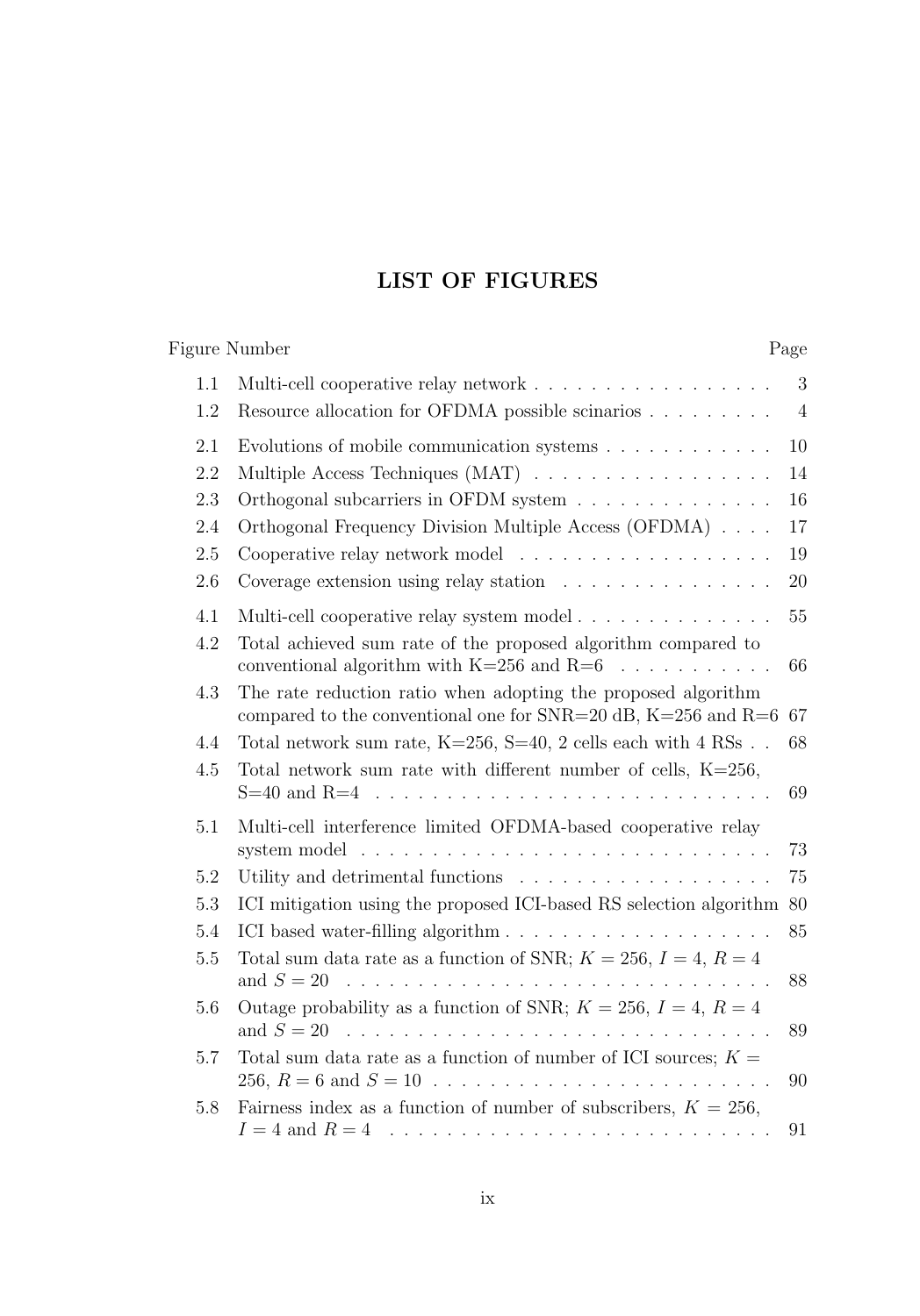# LIST OF FIGURES

| Figure Number | | Page |
|---|---|---|
| 1.1 | Multi-cell cooperative relay network | 3 |
| 1.2 | Resource allocation for OFDMA possible scinarios | 4 |
| 2.1 | Evolutions of mobile communication systems | 10 |
| 2.2 | Multiple Access Techniques (MAT) | 14 |
| 2.3 | Orthogonal subcarriers in OFDM system | 16 |
| 2.4 | Orthogonal Frequency Division Multiple Access (OFDMA) | 17 |
| 2.5 | Cooperative relay network model | 19 |
| 2.6 | Coverage extension using relay station | 20 |
| 4.1 | Multi-cell cooperative relay system model | 55 |
| 4.2 | Total achieved sum rate of the proposed algorithm compared to conventional algorithm with K=256 and R=6 | 66 |
| 4.3 | The rate reduction ratio when adopting the proposed algorithm compared to the conventional one for SNR=20 dB, K=256 and R=6 | 67 |
| 4.4 | Total network sum rate, K=256, S=40, 2 cells each with 4 RSs | 68 |
| 4.5 | Total network sum rate with different number of cells, K=256, S=40 and R=4 | 69 |
| 5.1 | Multi-cell interference limited OFDMA-based cooperative relay system model | 73 |
| 5.2 | Utility and detrimental functions | 75 |
| 5.3 | ICI mitigation using the proposed ICI-based RS selection algorithm | 80 |
| 5.4 | ICI based water-filling algorithm | 85 |
| 5.5 | Total sum data rate as a function of SNR; $K = 256$, $I = 4$, $R = 4$ and $S = 20$ | 88 |
| 5.6 | Outage probability as a function of SNR; $K = 256$, $I = 4$, $R = 4$ and $S = 20$ | 89 |
| 5.7 | Total sum data rate as a function of number of ICI sources; $K = 256$, $R = 6$ and $S = 10$ | 90 |
| 5.8 | Fairness index as a function of number of subscribers, $K = 256$, $I = 4$ and $R = 4$ | 91 |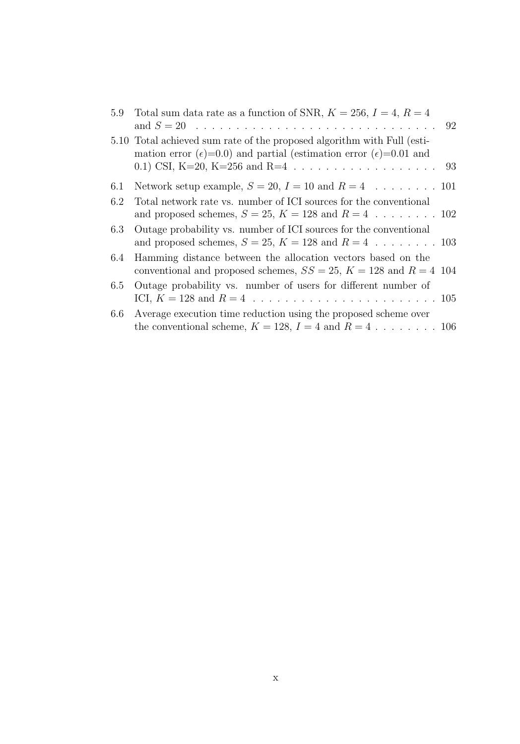5.9 Total sum data rate as a function of SNR, $K = 256$, $I = 4$, $R = 4$ and $S = 20$ . . . . . . . . . . . . . . . . . . . . . . . . . . . . . . 92

5.10 Total achieved sum rate of the proposed algorithm with Full (estimation error ($\epsilon$)=0.0) and partial (estimation error ($\epsilon$)=0.01 and 0.1) CSI, K=20, K=256 and R=4 . . . . . . . . . . . . . . . . . . 93

6.1 Network setup example, $S = 20$, $I = 10$ and $R = 4$ . . . . . . . . 101

6.2 Total network rate vs. number of ICI sources for the conventional and proposed schemes, $S = 25$, $K = 128$ and $R = 4$ . . . . . . . . 102

6.3 Outage probability vs. number of ICI sources for the conventional and proposed schemes, $S = 25$, $K = 128$ and $R = 4$ . . . . . . . . 103

6.4 Hamming distance between the allocation vectors based on the conventional and proposed schemes, $SS = 25$, $K = 128$ and $R = 4$ 104

6.5 Outage probability vs. number of users for different number of ICI, $K = 128$ and $R = 4$ . . . . . . . . . . . . . . . . . . . . . . . 105

6.6 Average execution time reduction using the proposed scheme over the conventional scheme, $K = 128$, $I = 4$ and $R = 4$ . . . . . . . . 106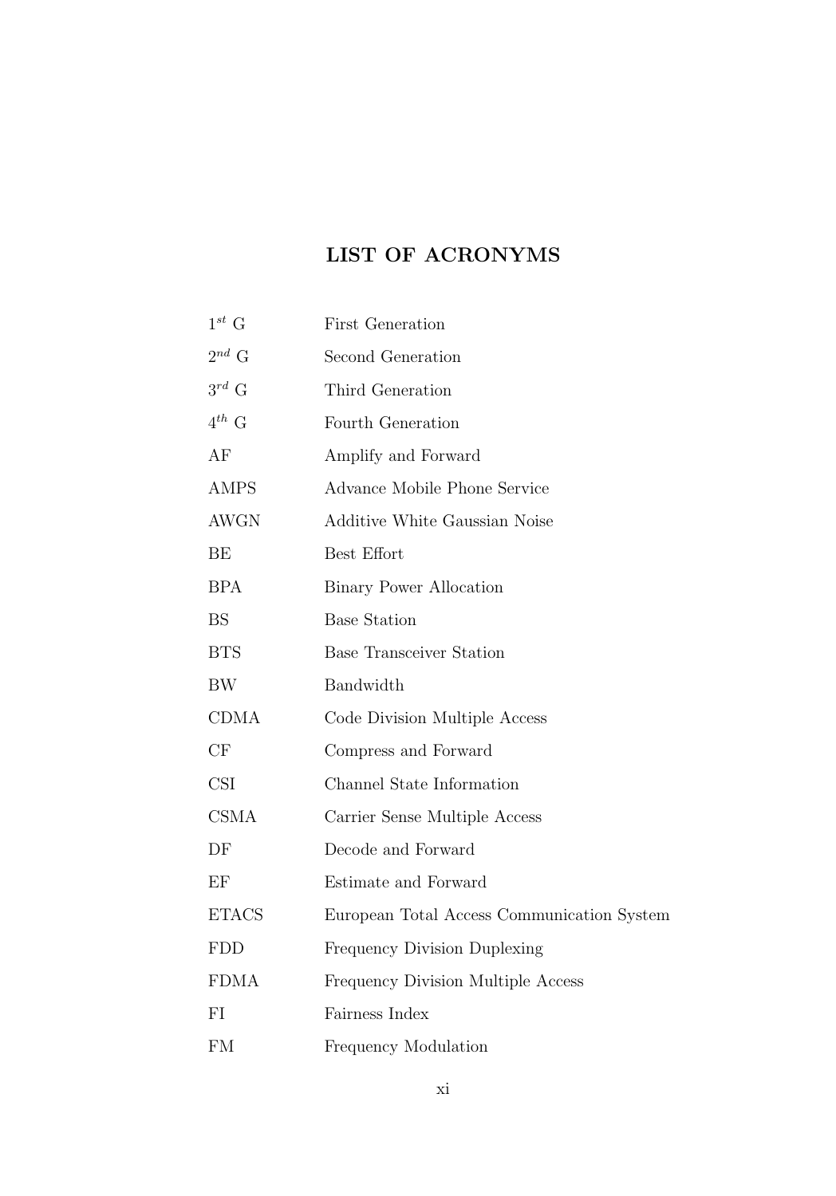# LIST OF ACRONYMS

| | |
|---|---|
| $1^{st}$ G | First Generation |
| $2^{nd}$ G | Second Generation |
| $3^{rd}$ G | Third Generation |
| $4^{th}$ G | Fourth Generation |
| AF | Amplify and Forward |
| AMPS | Advance Mobile Phone Service |
| AWGN | Additive White Gaussian Noise |
| BE | Best Effort |
| BPA | Binary Power Allocation |
| BS | Base Station |
| BTS | Base Transceiver Station |
| BW | Bandwidth |
| CDMA | Code Division Multiple Access |
| CF | Compress and Forward |
| CSI | Channel State Information |
| CSMA | Carrier Sense Multiple Access |
| DF | Decode and Forward |
| EF | Estimate and Forward |
| ETACS | European Total Access Communication System |
| FDD | Frequency Division Duplexing |
| FDMA | Frequency Division Multiple Access |
| FI | Fairness Index |
| FM | Frequency Modulation |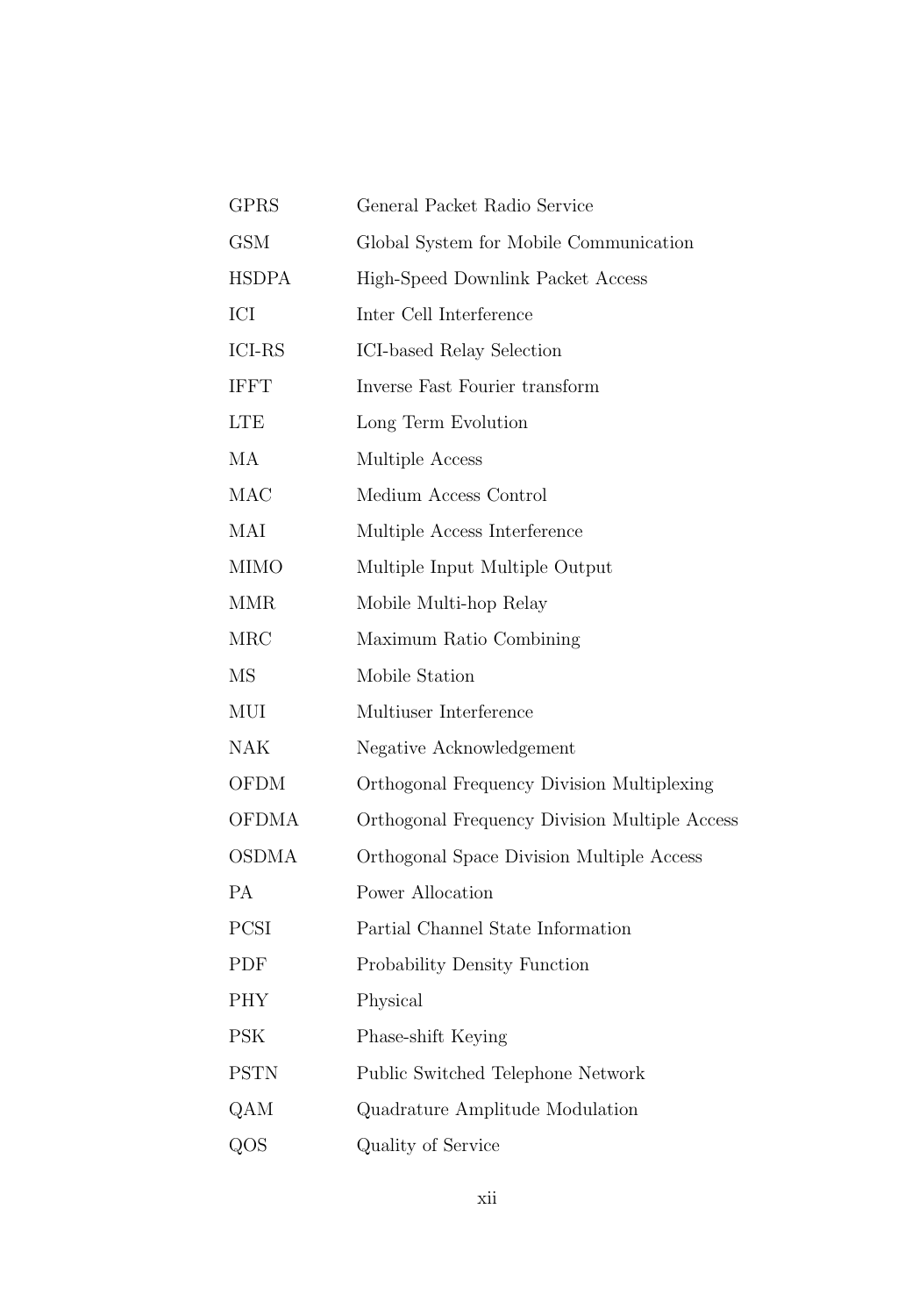| | |
|---|---|
| GPRS | General Packet Radio Service |
| GSM | Global System for Mobile Communication |
| HSDPA | High-Speed Downlink Packet Access |
| ICI | Inter Cell Interference |
| ICI-RS | ICI-based Relay Selection |
| IFFT | Inverse Fast Fourier transform |
| LTE | Long Term Evolution |
| MA | Multiple Access |
| MAC | Medium Access Control |
| MAI | Multiple Access Interference |
| MIMO | Multiple Input Multiple Output |
| MMR | Mobile Multi-hop Relay |
| MRC | Maximum Ratio Combining |
| MS | Mobile Station |
| MUI | Multiuser Interference |
| NAK | Negative Acknowledgement |
| OFDM | Orthogonal Frequency Division Multiplexing |
| OFDMA | Orthogonal Frequency Division Multiple Access |
| OSDMA | Orthogonal Space Division Multiple Access |
| PA | Power Allocation |
| PCSI | Partial Channel State Information |
| PDF | Probability Density Function |
| PHY | Physical |
| PSK | Phase-shift Keying |
| PSTN | Public Switched Telephone Network |
| QAM | Quadrature Amplitude Modulation |
| QOS | Quality of Service |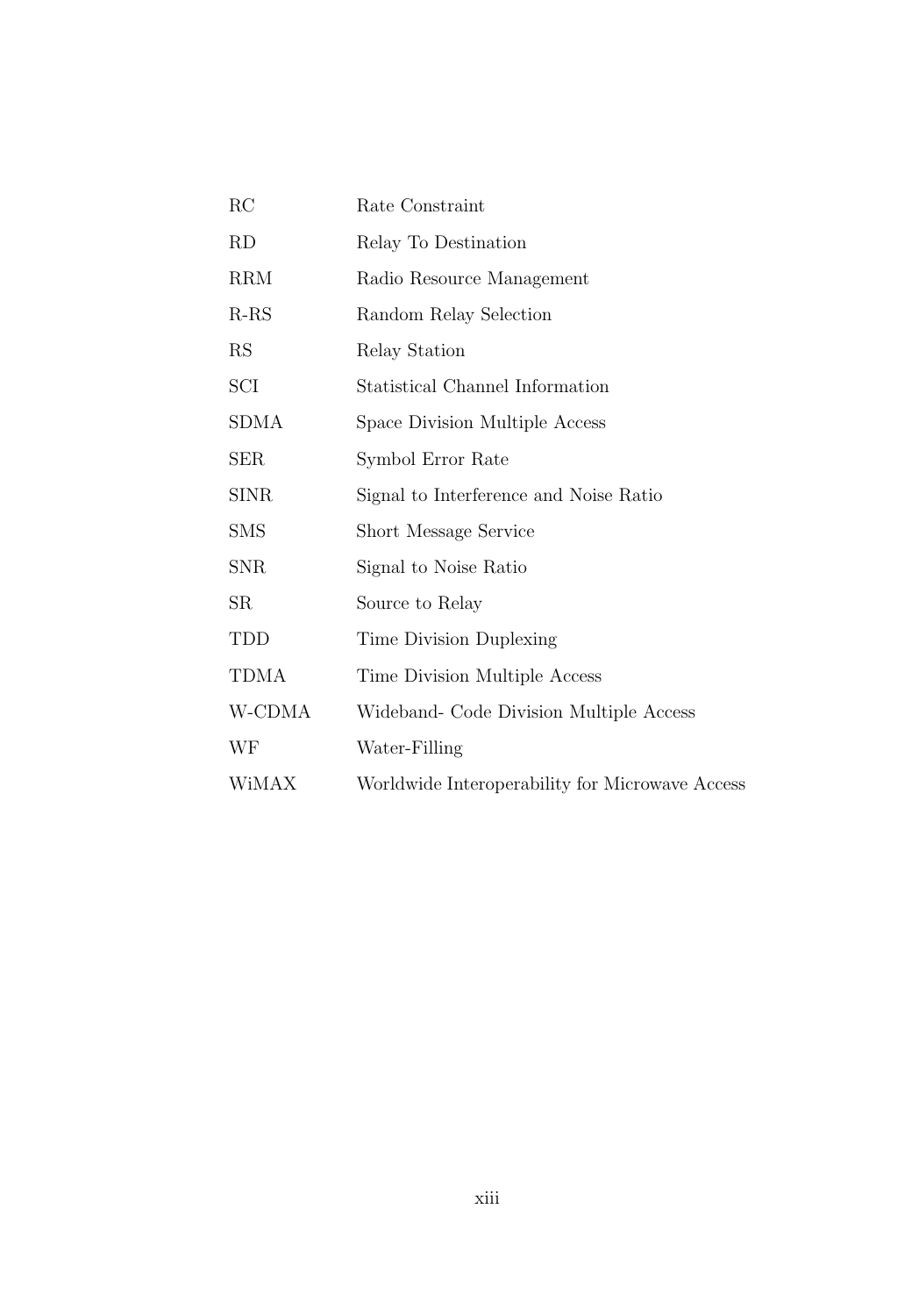| | |
|---|---|
| RC | Rate Constraint |
| RD | Relay To Destination |
| RRM | Radio Resource Management |
| R-RS | Random Relay Selection |
| RS | Relay Station |
| SCI | Statistical Channel Information |
| SDMA | Space Division Multiple Access |
| SER | Symbol Error Rate |
| SINR | Signal to Interference and Noise Ratio |
| SMS | Short Message Service |
| SNR | Signal to Noise Ratio |
| SR | Source to Relay |
| TDD | Time Division Duplexing |
| TDMA | Time Division Multiple Access |
| W-CDMA | Wideband- Code Division Multiple Access |
| WF | Water-Filling |
| WiMAX | Worldwide Interoperability for Microwave Access |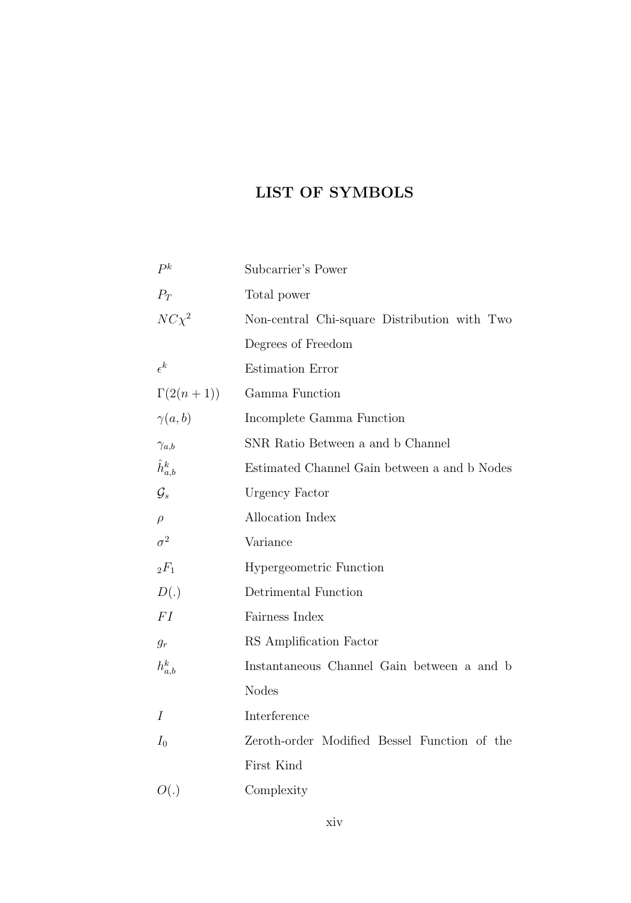# LIST OF SYMBOLS

| Symbol | Description |
|---|---|
| $P^k$ | Subcarrier's Power |
| $P_T$ | Total power |
| $NC\chi^2$ | Non-central Chi-square Distribution with Two Degrees of Freedom |
| $\epsilon^k$ | Estimation Error |
| $\Gamma(2(n+1))$ | Gamma Function |
| $\gamma(a, b)$ | Incomplete Gamma Function |
| $\gamma_{a,b}$ | SNR Ratio Between a and b Channel |
| $\hat{h}^k_{a,b}$ | Estimated Channel Gain between a and b Nodes |
| $\mathcal{G}_s$ | Urgency Factor |
| $\rho$ | Allocation Index |
| $\sigma^2$ | Variance |
| ${}_2F_1$ | Hypergeometric Function |
| $D(.)$ | Detrimental Function |
| $FI$ | Fairness Index |
| $g_r$ | RS Amplification Factor |
| $h^k_{a,b}$ | Instantaneous Channel Gain between a and b Nodes |
| $I$ | Interference |
| $I_0$ | Zeroth-order Modified Bessel Function of the First Kind |
| $O(.)$ | Complexity |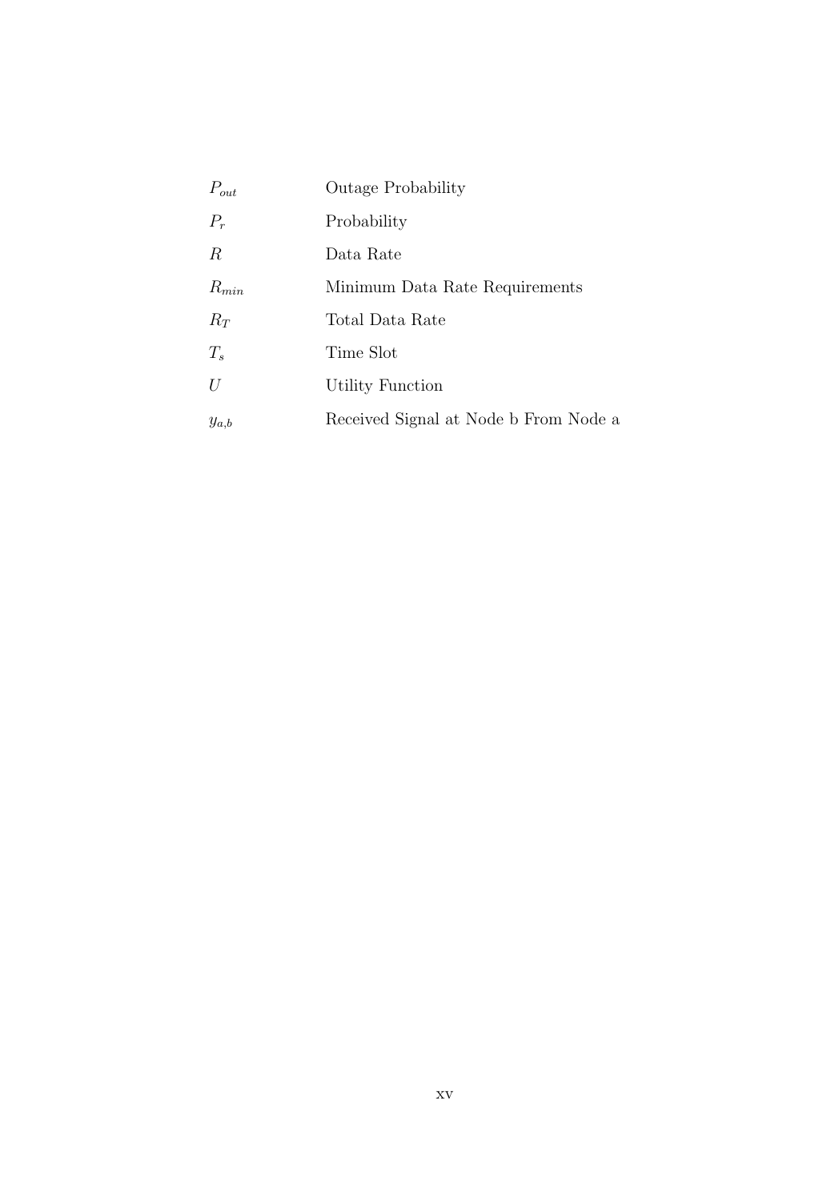| | |
|---|---|
| $P_{out}$ | Outage Probability |
| $P_r$ | Probability |
| $R$ | Data Rate |
| $R_{min}$ | Minimum Data Rate Requirements |
| $R_T$ | Total Data Rate |
| $T_s$ | Time Slot |
| $U$ | Utility Function |
| $y_{a,b}$ | Received Signal at Node b From Node a |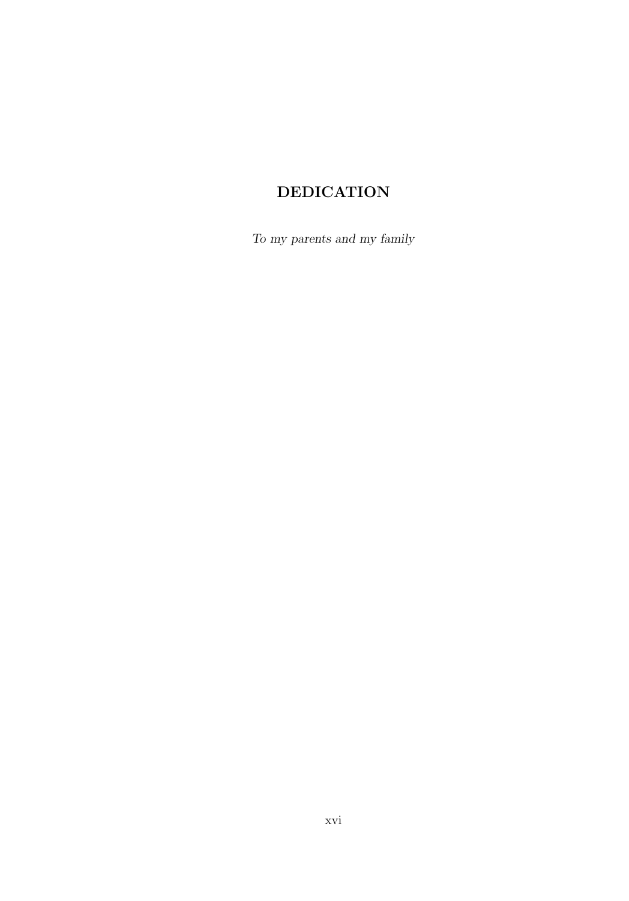# DEDICATION

*To my parents and my family*